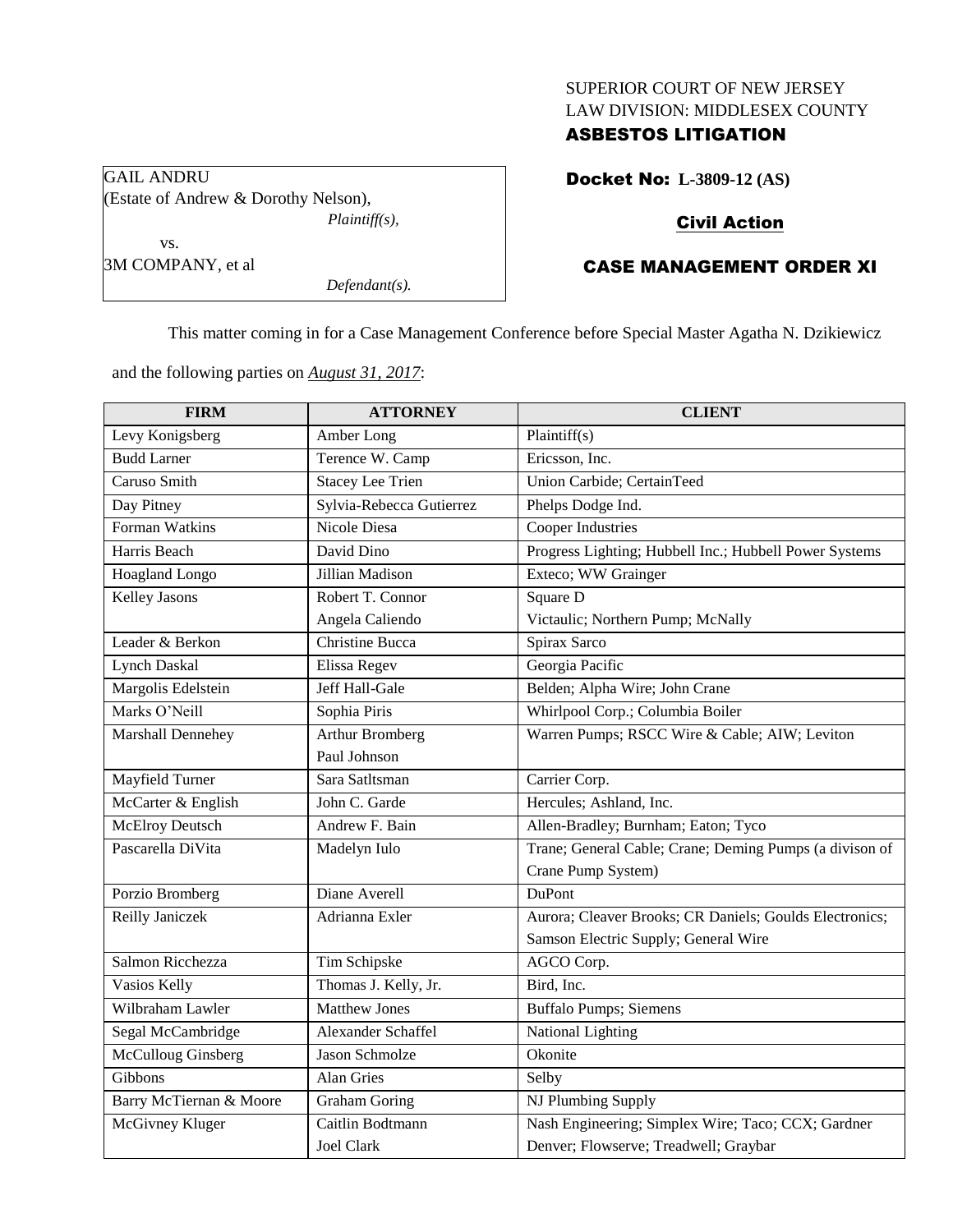SUPERIOR COURT OF NEW JERSEY
LAW DIVISION: MIDDLESEX COUNTY
**ASBESTOS LITIGATION**

| GAIL ANDRU (Estate of Andrew & Dorothy Nelson), *Plaintiff(s),* vs. 3M COMPANY, et al *Defendant(s).* |
|---|

**Docket No: L-3809-12 (AS)**

**Civil Action**

**CASE MANAGEMENT ORDER XI**

This matter coming in for a Case Management Conference before Special Master Agatha N. Dzikiewicz and the following parties on *August 31, 2017*:

| FIRM | ATTORNEY | CLIENT |
|---|---|---|
| Levy Konigsberg | Amber Long | Plaintiff(s) |
| Budd Larner | Terence W. Camp | Ericsson, Inc. |
| Caruso Smith | Stacey Lee Trien | Union Carbide; CertainTeed |
| Day Pitney | Sylvia-Rebecca Gutierrez | Phelps Dodge Ind. |
| Forman Watkins | Nicole Diesa | Cooper Industries |
| Harris Beach | David Dino | Progress Lighting; Hubbell Inc.; Hubbell Power Systems |
| Hoagland Longo | Jillian Madison | Exteco; WW Grainger |
| Kelley Jasons | Robert T. Connor<br>Angela Caliendo | Square D<br>Victaulic; Northern Pump; McNally |
| Leader & Berkon | Christine Bucca | Spirax Sarco |
| Lynch Daskal | Elissa Regev | Georgia Pacific |
| Margolis Edelstein | Jeff Hall-Gale | Belden; Alpha Wire; John Crane |
| Marks O'Neill | Sophia Piris | Whirlpool Corp.; Columbia Boiler |
| Marshall Dennehey | Arthur Bromberg<br>Paul Johnson | Warren Pumps; RSCC Wire & Cable; AIW; Leviton |
| Mayfield Turner | Sara Satltsman | Carrier Corp. |
| McCarter & English | John C. Garde | Hercules; Ashland, Inc. |
| McElroy Deutsch | Andrew F. Bain | Allen-Bradley; Burnham; Eaton; Tyco |
| Pascarella DiVita | Madelyn Iulo | Trane; General Cable; Crane; Deming Pumps (a divison of Crane Pump System) |
| Porzio Bromberg | Diane Averell | DuPont |
| Reilly Janiczek | Adrianna Exler | Aurora; Cleaver Brooks; CR Daniels; Goulds Electronics; Samson Electric Supply; General Wire |
| Salmon Ricchezza | Tim Schipske | AGCO Corp. |
| Vasios Kelly | Thomas J. Kelly, Jr. | Bird, Inc. |
| Wilbraham Lawler | Matthew Jones | Buffalo Pumps; Siemens |
| Segal McCambridge | Alexander Schaffel | National Lighting |
| McCulloug Ginsberg | Jason Schmolze | Okonite |
| Gibbons | Alan Gries | Selby |
| Barry McTiernan & Moore | Graham Goring | NJ Plumbing Supply |
| McGivney Kluger | Caitlin Bodtmann<br>Joel Clark | Nash Engineering; Simplex Wire; Taco; CCX; Gardner Denver; Flowserve; Treadwell; Graybar |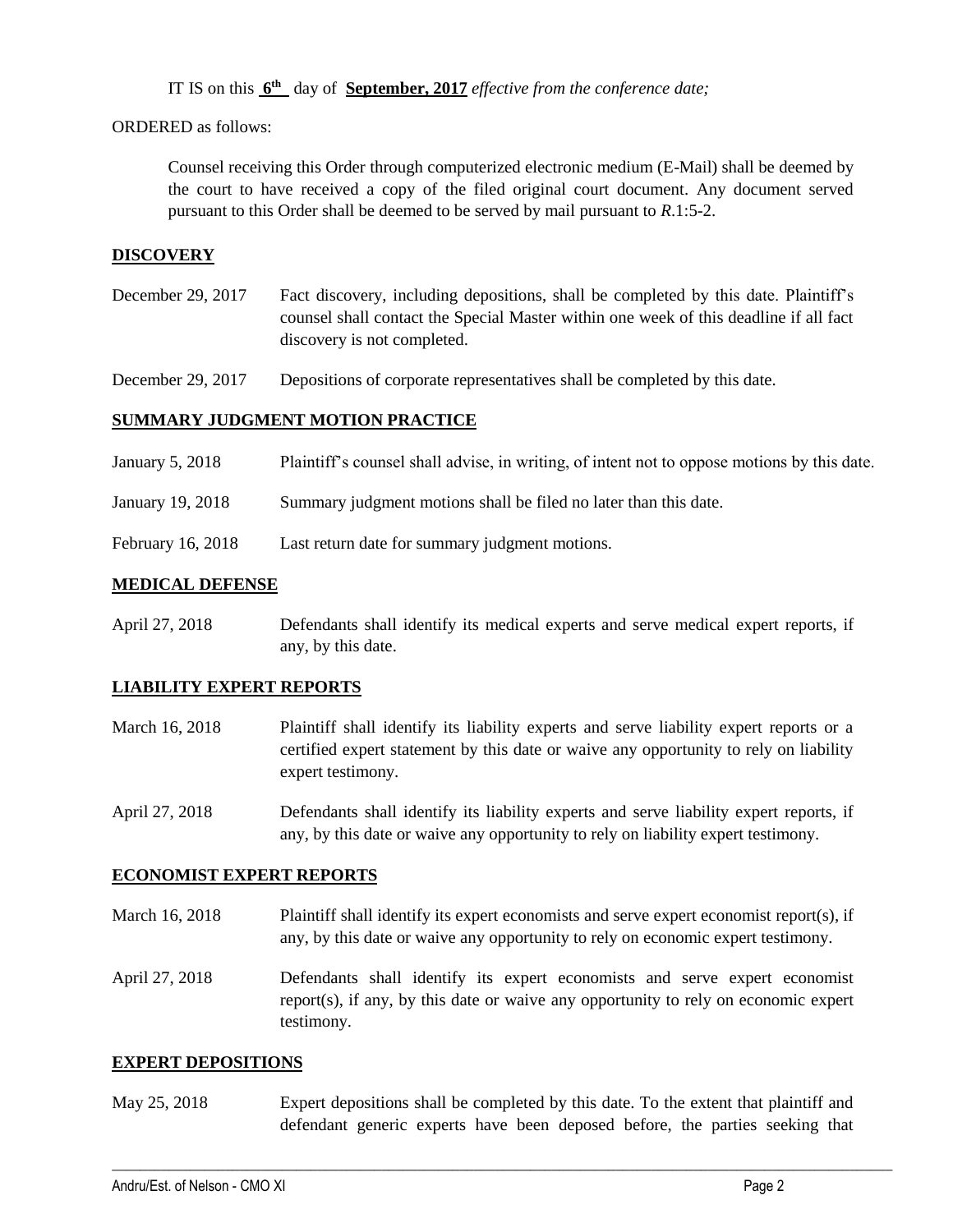IT IS on this **6th** day of **September, 2017** *effective from the conference date;*

ORDERED as follows:

Counsel receiving this Order through computerized electronic medium (E-Mail) shall be deemed by the court to have received a copy of the filed original court document. Any document served pursuant to this Order shall be deemed to be served by mail pursuant to *R*.1:5-2.

## DISCOVERY

December 29, 2017 — Fact discovery, including depositions, shall be completed by this date. Plaintiff's counsel shall contact the Special Master within one week of this deadline if all fact discovery is not completed.

December 29, 2017 — Depositions of corporate representatives shall be completed by this date.

## SUMMARY JUDGMENT MOTION PRACTICE

January 5, 2018 — Plaintiff's counsel shall advise, in writing, of intent not to oppose motions by this date.

January 19, 2018 — Summary judgment motions shall be filed no later than this date.

February 16, 2018 — Last return date for summary judgment motions.

## MEDICAL DEFENSE

April 27, 2018 — Defendants shall identify its medical experts and serve medical expert reports, if any, by this date.

## LIABILITY EXPERT REPORTS

March 16, 2018 — Plaintiff shall identify its liability experts and serve liability expert reports or a certified expert statement by this date or waive any opportunity to rely on liability expert testimony.

April 27, 2018 — Defendants shall identify its liability experts and serve liability expert reports, if any, by this date or waive any opportunity to rely on liability expert testimony.

## ECONOMIST EXPERT REPORTS

March 16, 2018 — Plaintiff shall identify its expert economists and serve expert economist report(s), if any, by this date or waive any opportunity to rely on economic expert testimony.

April 27, 2018 — Defendants shall identify its expert economists and serve expert economist report(s), if any, by this date or waive any opportunity to rely on economic expert testimony.

## EXPERT DEPOSITIONS

May 25, 2018 — Expert depositions shall be completed by this date. To the extent that plaintiff and defendant generic experts have been deposed before, the parties seeking that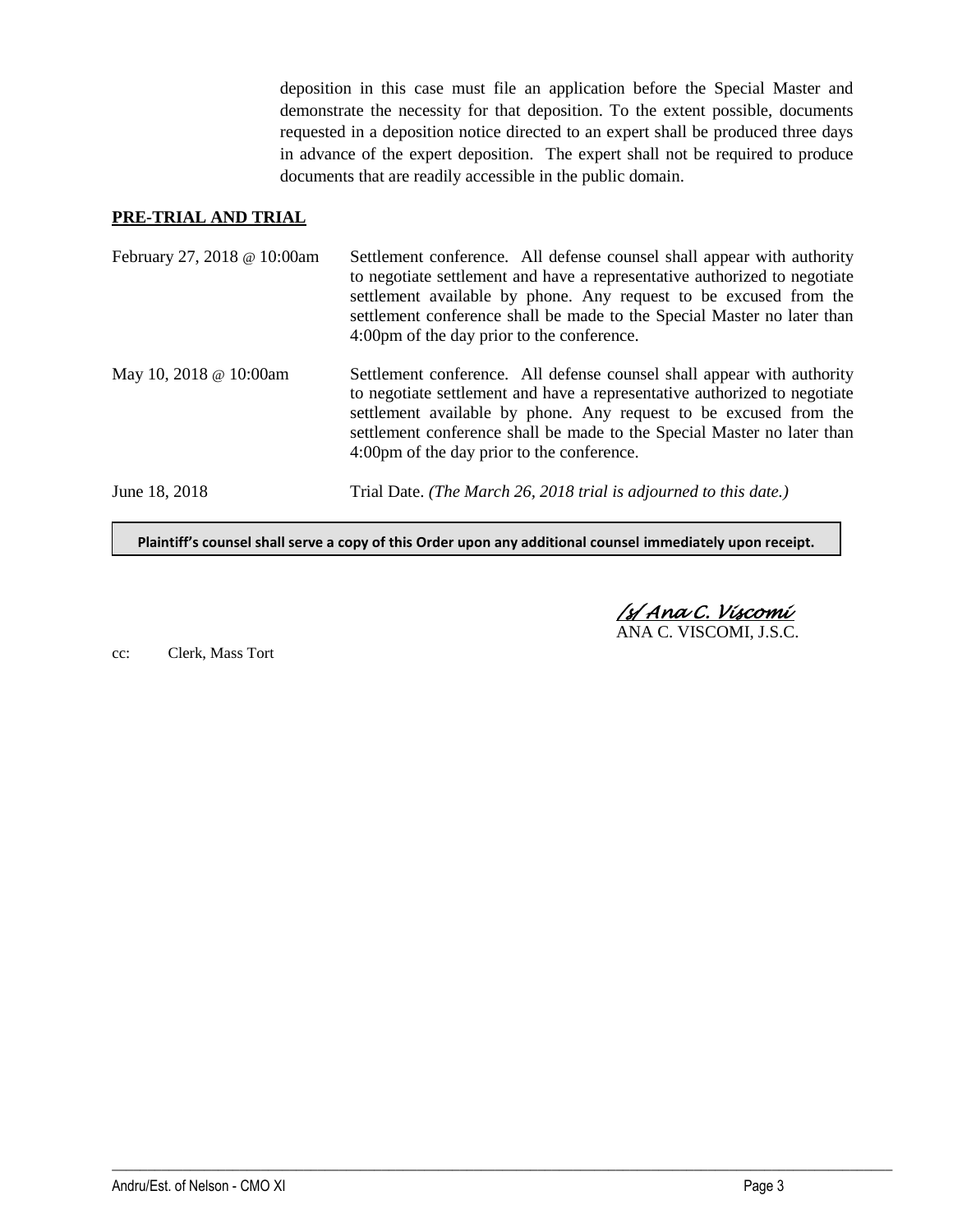deposition in this case must file an application before the Special Master and demonstrate the necessity for that deposition. To the extent possible, documents requested in a deposition notice directed to an expert shall be produced three days in advance of the expert deposition. The expert shall not be required to produce documents that are readily accessible in the public domain.

**PRE-TRIAL AND TRIAL**

| | |
|---|---|
| February 27, 2018 @ 10:00am | Settlement conference. All defense counsel shall appear with authority to negotiate settlement and have a representative authorized to negotiate settlement available by phone. Any request to be excused from the settlement conference shall be made to the Special Master no later than 4:00pm of the day prior to the conference. |
| May 10, 2018 @ 10:00am | Settlement conference. All defense counsel shall appear with authority to negotiate settlement and have a representative authorized to negotiate settlement available by phone. Any request to be excused from the settlement conference shall be made to the Special Master no later than 4:00pm of the day prior to the conference. |
| June 18, 2018 | Trial Date. *(The March 26, 2018 trial is adjourned to this date.)* |

**Plaintiff's counsel shall serve a copy of this Order upon any additional counsel immediately upon receipt.**

*/s/ Ana C. Viscomi*
ANA C. VISCOMI, J.S.C.

cc: Clerk, Mass Tort